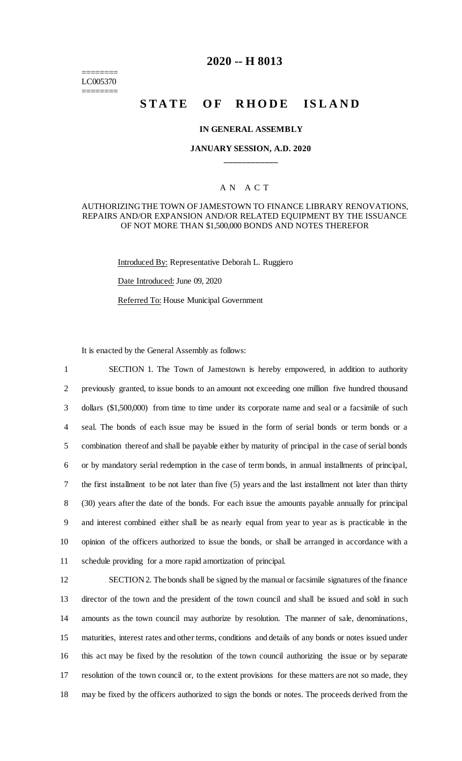========
LC005370
========

# 2020 -- H 8013

## STATE OF RHODE ISLAND

### IN GENERAL ASSEMBLY

### JANUARY SESSION, A.D. 2020

\_\_\_\_\_\_\_\_\_\_\_\_

A N A C T

AUTHORIZING THE TOWN OF JAMESTOWN TO FINANCE LIBRARY RENOVATIONS, REPAIRS AND/OR EXPANSION AND/OR RELATED EQUIPMENT BY THE ISSUANCE OF NOT MORE THAN $1,500,000 BONDS AND NOTES THEREFOR

Introduced By: Representative Deborah L. Ruggiero

Date Introduced: June 09, 2020

Referred To: House Municipal Government

It is enacted by the General Assembly as follows:

1 SECTION 1. The Town of Jamestown is hereby empowered, in addition to authority
2 previously granted, to issue bonds to an amount not exceeding one million five hundred thousand
3 dollars ($1,500,000) from time to time under its corporate name and seal or a facsimile of such
4 seal. The bonds of each issue may be issued in the form of serial bonds or term bonds or a
5 combination thereof and shall be payable either by maturity of principal in the case of serial bonds
6 or by mandatory serial redemption in the case of term bonds, in annual installments of principal,
7 the first installment to be not later than five (5) years and the last installment not later than thirty
8 (30) years after the date of the bonds. For each issue the amounts payable annually for principal
9 and interest combined either shall be as nearly equal from year to year as is practicable in the
10 opinion of the officers authorized to issue the bonds, or shall be arranged in accordance with a
11 schedule providing for a more rapid amortization of principal.

12 SECTION 2. The bonds shall be signed by the manual or facsimile signatures of the finance
13 director of the town and the president of the town council and shall be issued and sold in such
14 amounts as the town council may authorize by resolution. The manner of sale, denominations,
15 maturities, interest rates and other terms, conditions and details of any bonds or notes issued under
16 this act may be fixed by the resolution of the town council authorizing the issue or by separate
17 resolution of the town council or, to the extent provisions for these matters are not so made, they
18 may be fixed by the officers authorized to sign the bonds or notes. The proceeds derived from the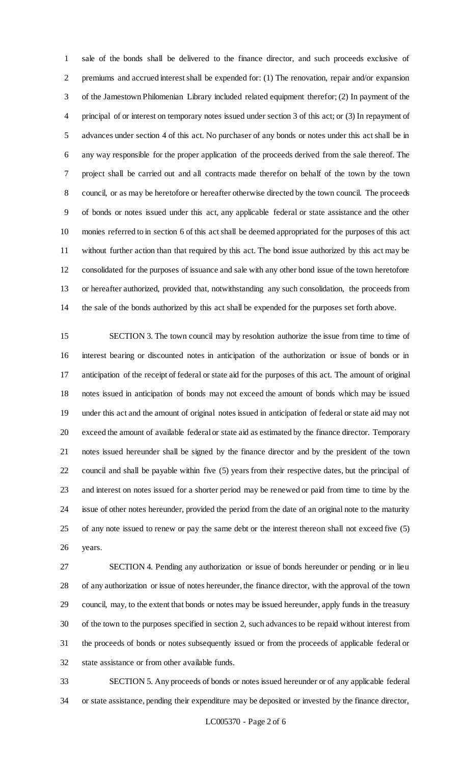sale of the bonds shall be delivered to the finance director, and such proceeds exclusive of premiums and accrued interest shall be expended for: (1) The renovation, repair and/or expansion of the Jamestown Philomenian Library included related equipment therefor; (2) In payment of the principal of or interest on temporary notes issued under section 3 of this act; or (3) In repayment of advances under section 4 of this act. No purchaser of any bonds or notes under this act shall be in any way responsible for the proper application of the proceeds derived from the sale thereof. The project shall be carried out and all contracts made therefor on behalf of the town by the town council, or as may be heretofore or hereafter otherwise directed by the town council. The proceeds of bonds or notes issued under this act, any applicable federal or state assistance and the other monies referred to in section 6 of this act shall be deemed appropriated for the purposes of this act without further action than that required by this act. The bond issue authorized by this act may be consolidated for the purposes of issuance and sale with any other bond issue of the town heretofore or hereafter authorized, provided that, notwithstanding any such consolidation, the proceeds from the sale of the bonds authorized by this act shall be expended for the purposes set forth above.

SECTION 3. The town council may by resolution authorize the issue from time to time of interest bearing or discounted notes in anticipation of the authorization or issue of bonds or in anticipation of the receipt of federal or state aid for the purposes of this act. The amount of original notes issued in anticipation of bonds may not exceed the amount of bonds which may be issued under this act and the amount of original notes issued in anticipation of federal or state aid may not exceed the amount of available federal or state aid as estimated by the finance director. Temporary notes issued hereunder shall be signed by the finance director and by the president of the town council and shall be payable within five (5) years from their respective dates, but the principal of and interest on notes issued for a shorter period may be renewed or paid from time to time by the issue of other notes hereunder, provided the period from the date of an original note to the maturity of any note issued to renew or pay the same debt or the interest thereon shall not exceed five (5) years.

SECTION 4. Pending any authorization or issue of bonds hereunder or pending or in lieu of any authorization or issue of notes hereunder, the finance director, with the approval of the town council, may, to the extent that bonds or notes may be issued hereunder, apply funds in the treasury of the town to the purposes specified in section 2, such advances to be repaid without interest from the proceeds of bonds or notes subsequently issued or from the proceeds of applicable federal or state assistance or from other available funds.

SECTION 5. Any proceeds of bonds or notes issued hereunder or of any applicable federal or state assistance, pending their expenditure may be deposited or invested by the finance director,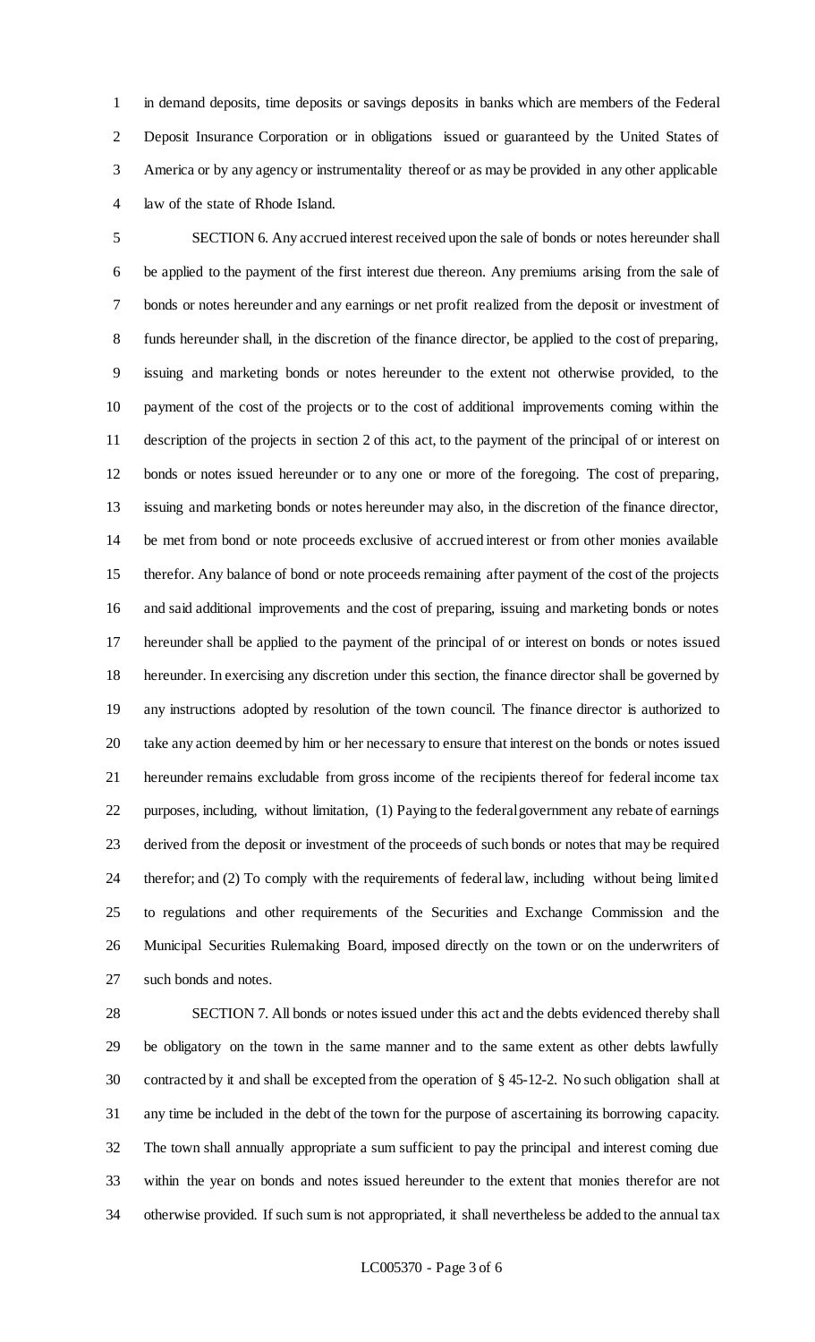in demand deposits, time deposits or savings deposits in banks which are members of the Federal Deposit Insurance Corporation or in obligations issued or guaranteed by the United States of America or by any agency or instrumentality thereof or as may be provided in any other applicable law of the state of Rhode Island.

SECTION 6. Any accrued interest received upon the sale of bonds or notes hereunder shall be applied to the payment of the first interest due thereon. Any premiums arising from the sale of bonds or notes hereunder and any earnings or net profit realized from the deposit or investment of funds hereunder shall, in the discretion of the finance director, be applied to the cost of preparing, issuing and marketing bonds or notes hereunder to the extent not otherwise provided, to the payment of the cost of the projects or to the cost of additional improvements coming within the description of the projects in section 2 of this act, to the payment of the principal of or interest on bonds or notes issued hereunder or to any one or more of the foregoing. The cost of preparing, issuing and marketing bonds or notes hereunder may also, in the discretion of the finance director, be met from bond or note proceeds exclusive of accrued interest or from other monies available therefor. Any balance of bond or note proceeds remaining after payment of the cost of the projects and said additional improvements and the cost of preparing, issuing and marketing bonds or notes hereunder shall be applied to the payment of the principal of or interest on bonds or notes issued hereunder. In exercising any discretion under this section, the finance director shall be governed by any instructions adopted by resolution of the town council. The finance director is authorized to take any action deemed by him or her necessary to ensure that interest on the bonds or notes issued hereunder remains excludable from gross income of the recipients thereof for federal income tax purposes, including, without limitation, (1) Paying to the federal government any rebate of earnings derived from the deposit or investment of the proceeds of such bonds or notes that may be required therefor; and (2) To comply with the requirements of federal law, including without being limited to regulations and other requirements of the Securities and Exchange Commission and the Municipal Securities Rulemaking Board, imposed directly on the town or on the underwriters of such bonds and notes.

SECTION 7. All bonds or notes issued under this act and the debts evidenced thereby shall be obligatory on the town in the same manner and to the same extent as other debts lawfully contracted by it and shall be excepted from the operation of § 45-12-2. No such obligation shall at any time be included in the debt of the town for the purpose of ascertaining its borrowing capacity. The town shall annually appropriate a sum sufficient to pay the principal and interest coming due within the year on bonds and notes issued hereunder to the extent that monies therefor are not otherwise provided. If such sum is not appropriated, it shall nevertheless be added to the annual tax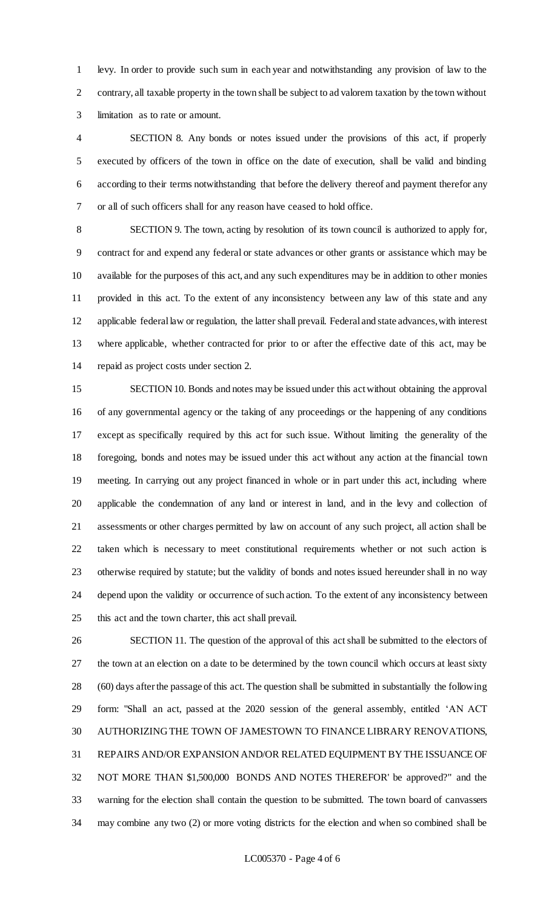levy. In order to provide such sum in each year and notwithstanding any provision of law to the contrary, all taxable property in the town shall be subject to ad valorem taxation by the town without limitation as to rate or amount.

SECTION 8. Any bonds or notes issued under the provisions of this act, if properly executed by officers of the town in office on the date of execution, shall be valid and binding according to their terms notwithstanding that before the delivery thereof and payment therefor any or all of such officers shall for any reason have ceased to hold office.

SECTION 9. The town, acting by resolution of its town council is authorized to apply for, contract for and expend any federal or state advances or other grants or assistance which may be available for the purposes of this act, and any such expenditures may be in addition to other monies provided in this act. To the extent of any inconsistency between any law of this state and any applicable federal law or regulation, the latter shall prevail. Federal and state advances, with interest where applicable, whether contracted for prior to or after the effective date of this act, may be repaid as project costs under section 2.

SECTION 10. Bonds and notes may be issued under this act without obtaining the approval of any governmental agency or the taking of any proceedings or the happening of any conditions except as specifically required by this act for such issue. Without limiting the generality of the foregoing, bonds and notes may be issued under this act without any action at the financial town meeting. In carrying out any project financed in whole or in part under this act, including where applicable the condemnation of any land or interest in land, and in the levy and collection of assessments or other charges permitted by law on account of any such project, all action shall be taken which is necessary to meet constitutional requirements whether or not such action is otherwise required by statute; but the validity of bonds and notes issued hereunder shall in no way depend upon the validity or occurrence of such action. To the extent of any inconsistency between this act and the town charter, this act shall prevail.

SECTION 11. The question of the approval of this act shall be submitted to the electors of the town at an election on a date to be determined by the town council which occurs at least sixty (60) days after the passage of this act. The question shall be submitted in substantially the following form: "Shall an act, passed at the 2020 session of the general assembly, entitled 'AN ACT AUTHORIZING THE TOWN OF JAMESTOWN TO FINANCE LIBRARY RENOVATIONS, REPAIRS AND/OR EXPANSION AND/OR RELATED EQUIPMENT BY THE ISSUANCE OF NOT MORE THAN $1,500,000 BONDS AND NOTES THEREFOR' be approved?" and the warning for the election shall contain the question to be submitted. The town board of canvassers may combine any two (2) or more voting districts for the election and when so combined shall be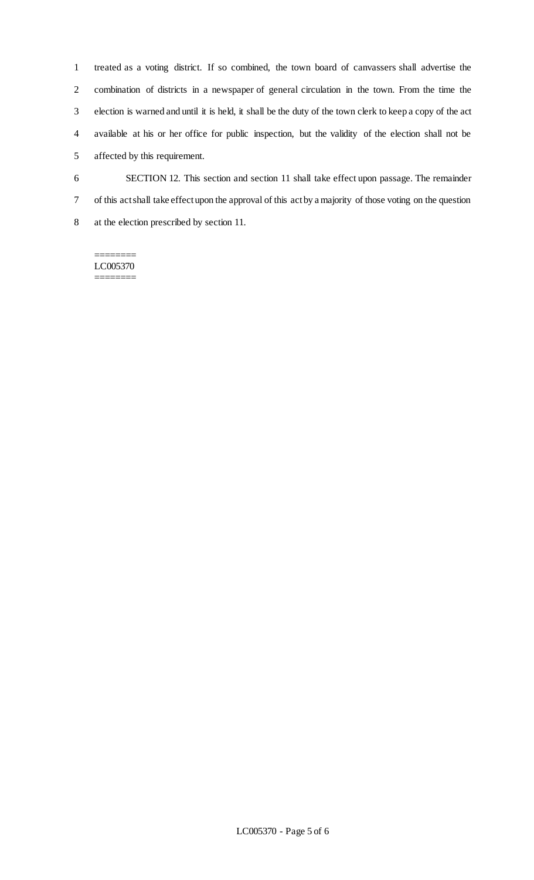treated as a voting district. If so combined, the town board of canvassers shall advertise the combination of districts in a newspaper of general circulation in the town. From the time the election is warned and until it is held, it shall be the duty of the town clerk to keep a copy of the act available at his or her office for public inspection, but the validity of the election shall not be affected by this requirement.

SECTION 12. This section and section 11 shall take effect upon passage. The remainder of this act shall take effect upon the approval of this act by a majority of those voting on the question at the election prescribed by section 11.

========
LC005370
========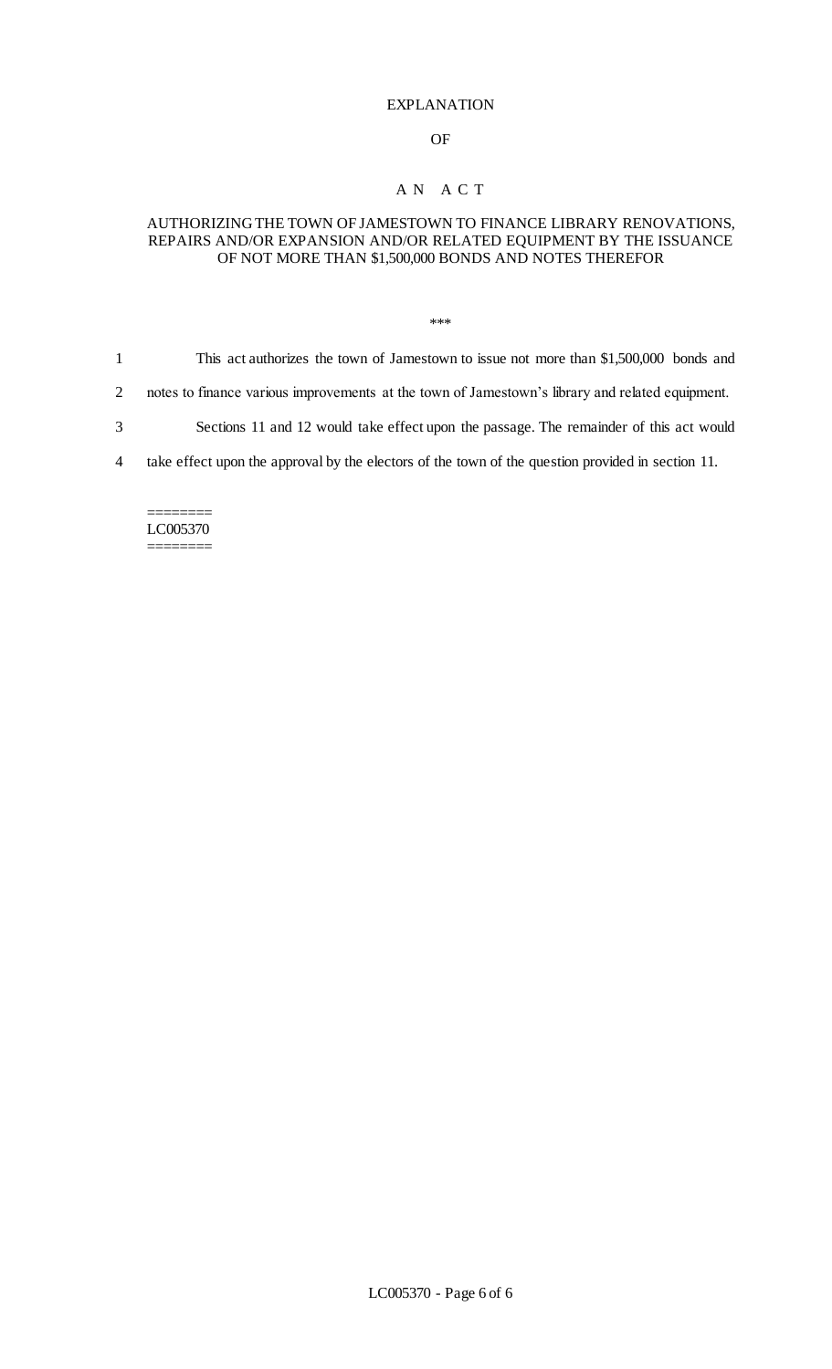EXPLANATION

OF

A N A C T

AUTHORIZING THE TOWN OF JAMESTOWN TO FINANCE LIBRARY RENOVATIONS, REPAIRS AND/OR EXPANSION AND/OR RELATED EQUIPMENT BY THE ISSUANCE OF NOT MORE THAN $1,500,000 BONDS AND NOTES THEREFOR

***

1 This act authorizes the town of Jamestown to issue not more than $1,500,000 bonds and

2 notes to finance various improvements at the town of Jamestown's library and related equipment.

3 Sections 11 and 12 would take effect upon the passage. The remainder of this act would

4 take effect upon the approval by the electors of the town of the question provided in section 11.

========
LC005370
========